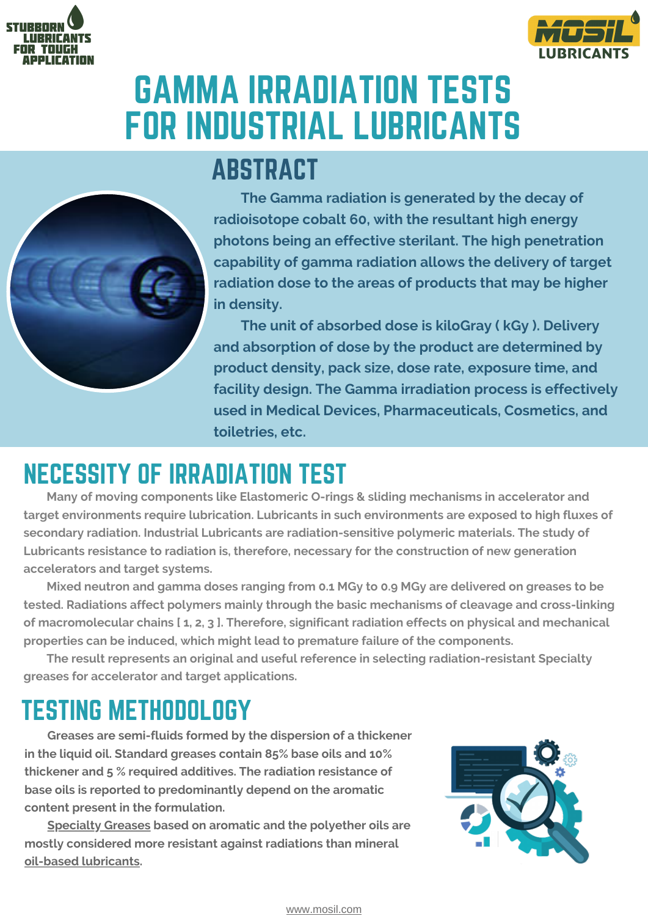STUBBORN LUBRICANTS FOR TOUGH APPLICATION

MOSIL LUBRICANTS

# GAMMA IRRADIATION TESTS FOR INDUSTRIAL LUBRICANTS

## ABSTRACT

The Gamma radiation is generated by the decay of radioisotope cobalt 60, with the resultant high energy photons being an effective sterilant. The high penetration capability of gamma radiation allows the delivery of target radiation dose to the areas of products that may be higher in density.

The unit of absorbed dose is kiloGray ( kGy ). Delivery and absorption of dose by the product are determined by product density, pack size, dose rate, exposure time, and facility design. The Gamma irradiation process is effectively used in Medical Devices, Pharmaceuticals, Cosmetics, and toiletries, etc.

## NECESSITY OF IRRADIATION TEST

Many of moving components like Elastomeric O-rings & sliding mechanisms in accelerator and target environments require lubrication. Lubricants in such environments are exposed to high fluxes of secondary radiation. Industrial Lubricants are radiation-sensitive polymeric materials. The study of Lubricants resistance to radiation is, therefore, necessary for the construction of new generation accelerators and target systems.

Mixed neutron and gamma doses ranging from 0.1 MGy to 0.9 MGy are delivered on greases to be tested. Radiations affect polymers mainly through the basic mechanisms of cleavage and cross-linking of macromolecular chains [ 1, 2, 3 ]. Therefore, significant radiation effects on physical and mechanical properties can be induced, which might lead to premature failure of the components.

The result represents an original and useful reference in selecting radiation-resistant Specialty greases for accelerator and target applications.

## TESTING METHODOLOGY

Greases are semi-fluids formed by the dispersion of a thickener in the liquid oil. Standard greases contain 85% base oils and 10% thickener and 5 % required additives. The radiation resistance of base oils is reported to predominantly depend on the aromatic content present in the formulation.

Specialty Greases based on aromatic and the polyether oils are mostly considered more resistant against radiations than mineral oil-based lubricants.

www.mosil.com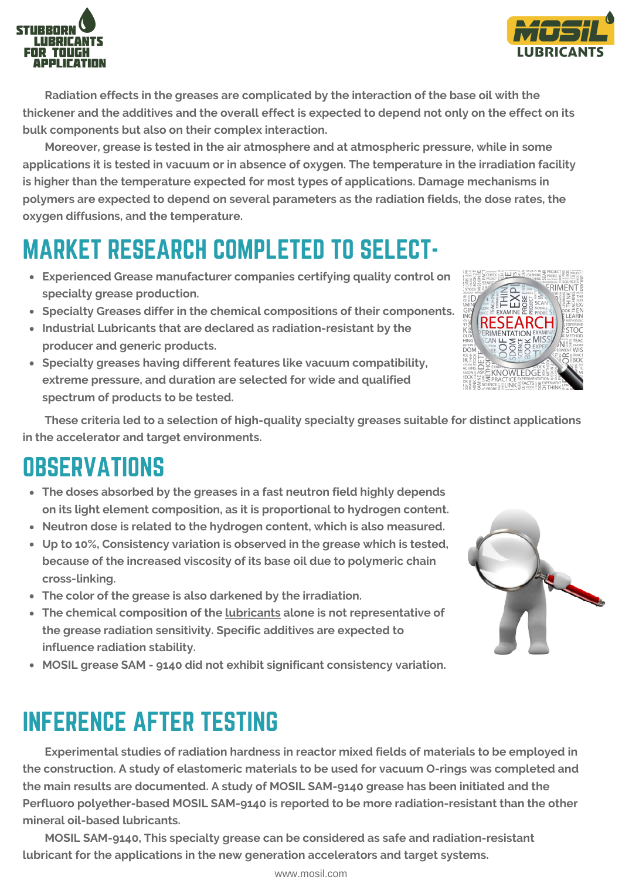Radiation effects in the greases are complicated by the interaction of the base oil with the thickener and the additives and the overall effect is expected to depend not only on the effect on its bulk components but also on their complex interaction.

Moreover, grease is tested in the air atmosphere and at atmospheric pressure, while in some applications it is tested in vacuum or in absence of oxygen. The temperature in the irradiation facility is higher than the temperature expected for most types of applications. Damage mechanisms in polymers are expected to depend on several parameters as the radiation fields, the dose rates, the oxygen diffusions, and the temperature.

## MARKET RESEARCH COMPLETED TO SELECT-

- Experienced Grease manufacturer companies certifying quality control on specialty grease production.
- Specialty Greases differ in the chemical compositions of their components.
- Industrial Lubricants that are declared as radiation-resistant by the producer and generic products.
- Specialty greases having different features like vacuum compatibility, extreme pressure, and duration are selected for wide and qualified spectrum of products to be tested.

These criteria led to a selection of high-quality specialty greases suitable for distinct applications in the accelerator and target environments.

## OBSERVATIONS

- The doses absorbed by the greases in a fast neutron field highly depends on its light element composition, as it is proportional to hydrogen content.
- Neutron dose is related to the hydrogen content, which is also measured.
- Up to 10%, Consistency variation is observed in the grease which is tested, because of the increased viscosity of its base oil due to polymeric chain cross-linking.
- The color of the grease is also darkened by the irradiation.
- The chemical composition of the lubricants alone is not representative of the grease radiation sensitivity. Specific additives are expected to influence radiation stability.
- MOSIL grease SAM - 9140 did not exhibit significant consistency variation.

## INFERENCE AFTER TESTING

Experimental studies of radiation hardness in reactor mixed fields of materials to be employed in the construction. A study of elastomeric materials to be used for vacuum O-rings was completed and the main results are documented. A study of MOSIL SAM-9140 grease has been initiated and the Perfluoro polyether-based MOSIL SAM-9140 is reported to be more radiation-resistant than the other mineral oil-based lubricants.

MOSIL SAM-9140, This specialty grease can be considered as safe and radiation-resistant lubricant for the applications in the new generation accelerators and target systems.